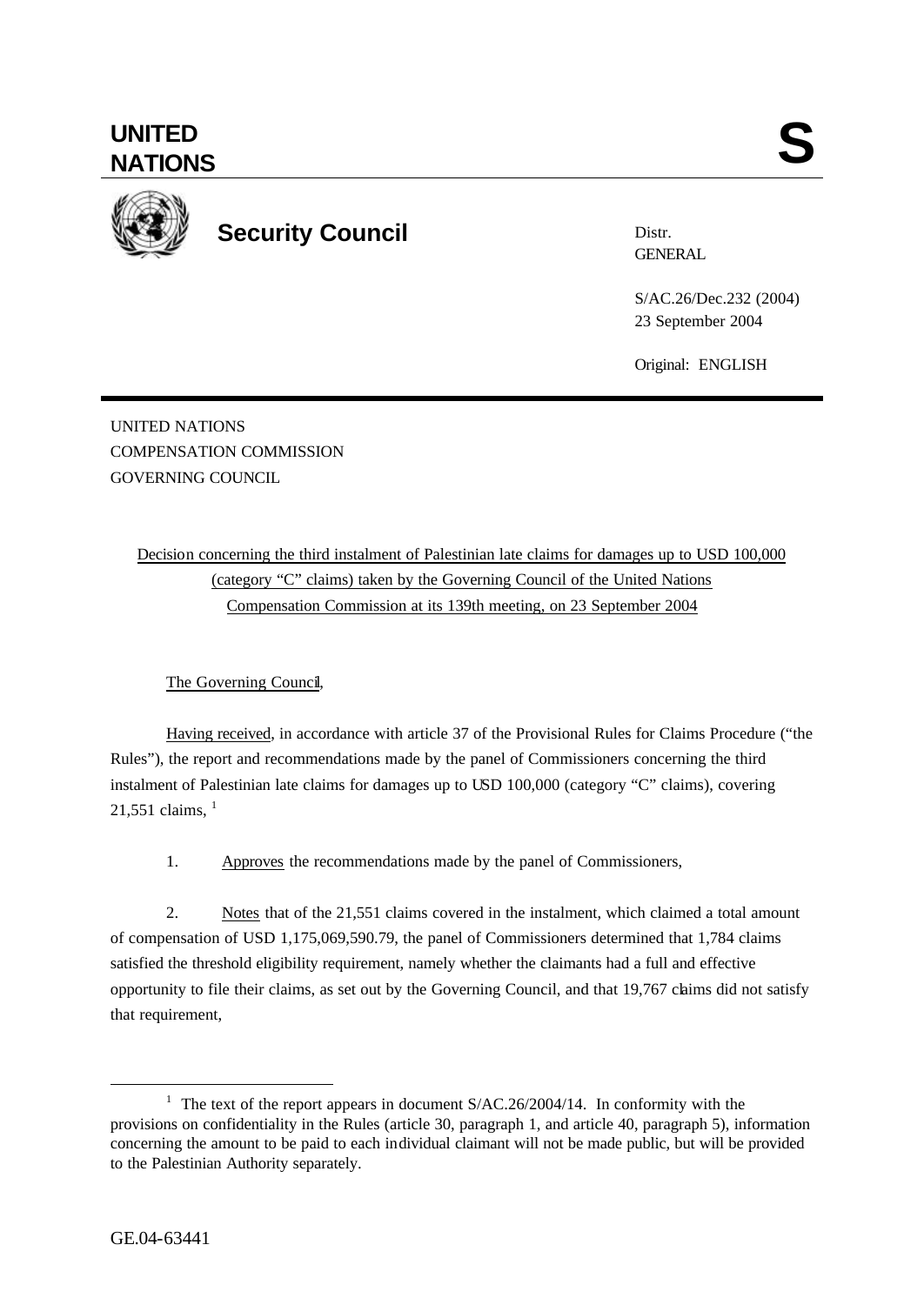# UNITED NATIONS

**S**

## Security Council

Distr.
GENERAL

S/AC.26/Dec.232 (2004)
23 September 2004

Original: ENGLISH

UNITED NATIONS
COMPENSATION COMMISSION
GOVERNING COUNCIL

Decision concerning the third instalment of Palestinian late claims for damages up to USD 100,000 (category "C" claims) taken by the Governing Council of the United Nations Compensation Commission at its 139th meeting, on 23 September 2004

The Governing Council,

Having received, in accordance with article 37 of the Provisional Rules for Claims Procedure ("the Rules"), the report and recommendations made by the panel of Commissioners concerning the third instalment of Palestinian late claims for damages up to USD 100,000 (category "C" claims), covering 21,551 claims, [1]

1. Approves the recommendations made by the panel of Commissioners,

2. Notes that of the 21,551 claims covered in the instalment, which claimed a total amount of compensation of USD 1,175,069,590.79, the panel of Commissioners determined that 1,784 claims satisfied the threshold eligibility requirement, namely whether the claimants had a full and effective opportunity to file their claims, as set out by the Governing Council, and that 19,767 claims did not satisfy that requirement,

---

[1] The text of the report appears in document S/AC.26/2004/14. In conformity with the provisions on confidentiality in the Rules (article 30, paragraph 1, and article 40, paragraph 5), information concerning the amount to be paid to each individual claimant will not be made public, but will be provided to the Palestinian Authority separately.

GE.04-63441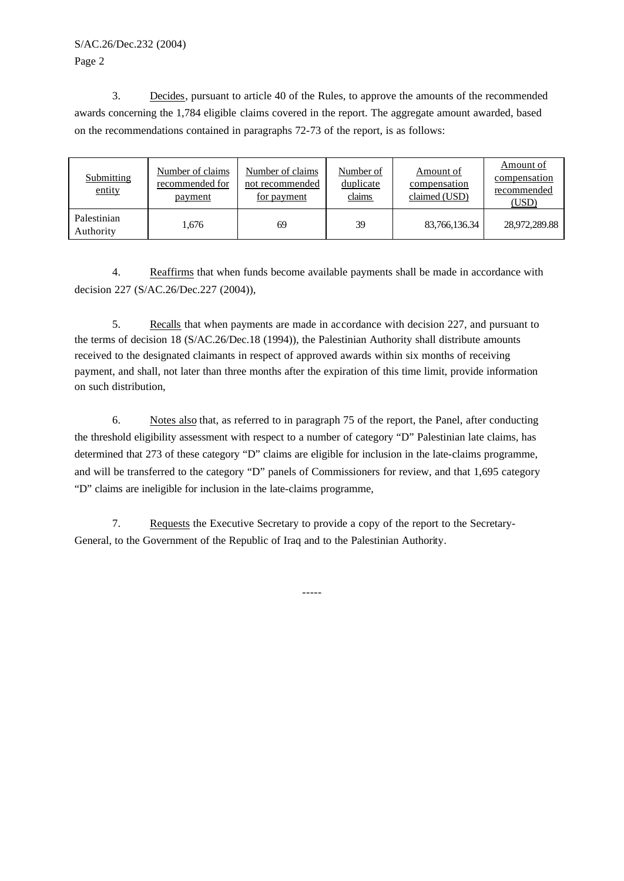3. Decides, pursuant to article 40 of the Rules, to approve the amounts of the recommended awards concerning the 1,784 eligible claims covered in the report. The aggregate amount awarded, based on the recommendations contained in paragraphs 72-73 of the report, is as follows:

| Submitting entity | Number of claims recommended for payment | Number of claims not recommended for payment | Number of duplicate claims | Amount of compensation claimed (USD) | Amount of compensation recommended (USD) |
|---|---|---|---|---|---|
| Palestinian Authority | 1,676 | 69 | 39 | 83,766,136.34 | 28,972,289.88 |

4. Reaffirms that when funds become available payments shall be made in accordance with decision 227 (S/AC.26/Dec.227 (2004)),

5. Recalls that when payments are made in accordance with decision 227, and pursuant to the terms of decision 18 (S/AC.26/Dec.18 (1994)), the Palestinian Authority shall distribute amounts received to the designated claimants in respect of approved awards within six months of receiving payment, and shall, not later than three months after the expiration of this time limit, provide information on such distribution,

6. Notes also that, as referred to in paragraph 75 of the report, the Panel, after conducting the threshold eligibility assessment with respect to a number of category "D" Palestinian late claims, has determined that 273 of these category "D" claims are eligible for inclusion in the late-claims programme, and will be transferred to the category "D" panels of Commissioners for review, and that 1,695 category "D" claims are ineligible for inclusion in the late-claims programme,

7. Requests the Executive Secretary to provide a copy of the report to the Secretary-General, to the Government of the Republic of Iraq and to the Palestinian Authority.

-----